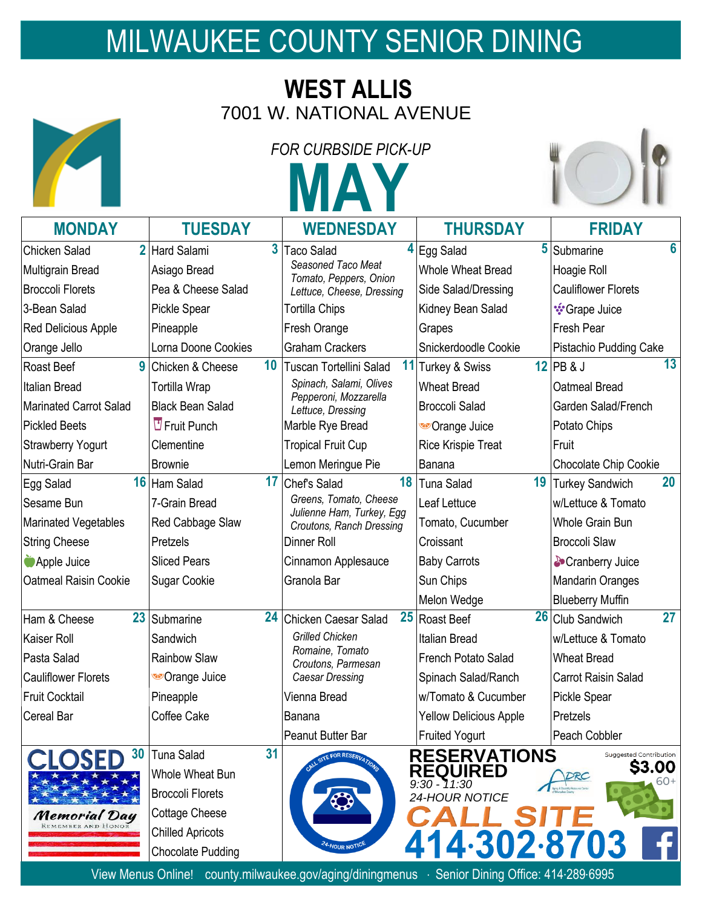# MILWAUKEE COUNTY SENIOR DINING

## WEST ALLIS

7001 W. NATIONAL AVENUE

*FOR CURBSIDE PICK-UP*

# MAY

| MONDAY | TUESDAY | WEDNESDAY | THURSDAY | FRIDAY |
|---|---|---|---|---|
| **2** Chicken Salad<br>Multigrain Bread<br>Broccoli Florets<br>3-Bean Salad<br>Red Delicious Apple<br>Orange Jello | **3** Hard Salami<br>Asiago Bread<br>Pea & Cheese Salad<br>Pickle Spear<br>Pineapple<br>Lorna Doone Cookies | **4** Taco Salad<br>*Seasoned Taco Meat Tomato, Peppers, Onion Lettuce, Cheese, Dressing*<br>Tortilla Chips<br>Fresh Orange<br>Graham Crackers | **5** Egg Salad<br>Whole Wheat Bread<br>Side Salad/Dressing<br>Kidney Bean Salad<br>Grapes<br>Snickerdoodle Cookie | **6** Submarine<br>Hoagie Roll<br>Cauliflower Florets<br>Grape Juice<br>Fresh Pear<br>Pistachio Pudding Cake |
| **9** Roast Beef<br>Italian Bread<br>Marinated Carrot Salad<br>Pickled Beets<br>Strawberry Yogurt<br>Nutri-Grain Bar | **10** Chicken & Cheese<br>Tortilla Wrap<br>Black Bean Salad<br>Fruit Punch<br>Clementine<br>Brownie | **11** Tuscan Tortellini Salad<br>*Spinach, Salami, Olives Pepperoni, Mozzarella Lettuce, Dressing*<br>Marble Rye Bread<br>Tropical Fruit Cup<br>Lemon Meringue Pie | **12** Turkey & Swiss<br>Wheat Bread<br>Broccoli Salad<br>Orange Juice<br>Rice Krispie Treat<br>Banana | **13** PB & J<br>Oatmeal Bread<br>Garden Salad/French<br>Potato Chips<br>Fruit<br>Chocolate Chip Cookie |
| **16** Egg Salad<br>Sesame Bun<br>Marinated Vegetables<br>String Cheese<br>Apple Juice<br>Oatmeal Raisin Cookie | **17** Ham Salad<br>7-Grain Bread<br>Red Cabbage Slaw<br>Pretzels<br>Sliced Pears<br>Sugar Cookie | **18** Chef's Salad<br>*Greens, Tomato, Cheese Julienne Ham, Turkey, Egg Croutons, Ranch Dressing*<br>Dinner Roll<br>Cinnamon Applesauce<br>Granola Bar | **19** Tuna Salad<br>Leaf Lettuce<br>Tomato, Cucumber<br>Croissant<br>Baby Carrots<br>Sun Chips<br>Melon Wedge | **20** Turkey Sandwich<br>w/Lettuce & Tomato<br>Whole Grain Bun<br>Broccoli Slaw<br>Cranberry Juice<br>Mandarin Oranges<br>Blueberry Muffin |
| **23** Ham & Cheese<br>Kaiser Roll<br>Pasta Salad<br>Cauliflower Florets<br>Fruit Cocktail<br>Cereal Bar | **24** Submarine<br>Sandwich<br>Rainbow Slaw<br>Orange Juice<br>Pineapple<br>Coffee Cake | **25** Chicken Caesar Salad<br>*Grilled Chicken Romaine, Tomato Croutons, Parmesan Caesar Dressing*<br>Vienna Bread<br>Banana<br>Peanut Butter Bar | **26** Roast Beef<br>Italian Bread<br>French Potato Salad<br>Spinach Salad/Ranch<br>w/Tomato & Cucumber<br>Yellow Delicious Apple<br>Fruited Yogurt | **27** Club Sandwich<br>w/Lettuce & Tomato<br>Wheat Bread<br>Carrot Raisin Salad<br>Pickle Spear<br>Pretzels<br>Peach Cobbler |
| **30** CLOSED<br>Memorial Day<br>REMEMBER AND HONOR | **31** Tuna Salad<br>Whole Wheat Bun<br>Broccoli Florets<br>Cottage Cheese<br>Chilled Apricots<br>Chocolate Pudding | | | |

CALL SITE FOR RESERVATIONS · 24-HOUR NOTICE

**RESERVATIONS REQUIRED**
9:30 - 11:30
24-HOUR NOTICE

**CALL SITE 414·302·8703**

Suggested Contribution **$3.00** 60+

ADRC Aging & Disability Resource Center of Milwaukee County

View Menus Online! county.milwaukee.gov/aging/diningmenus · Senior Dining Office: 414·289·6995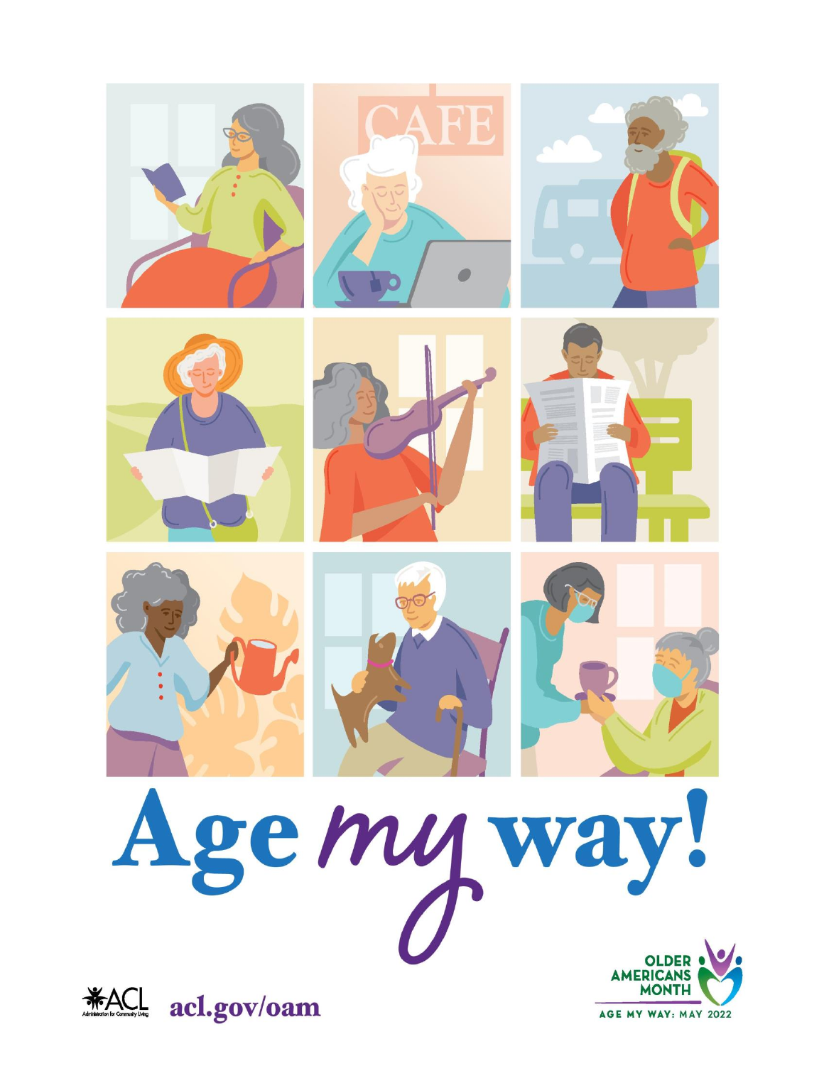# Age my way!

ACL Administration for Community Living

acl.gov/oam

OLDER AMERICANS MONTH

AGE MY WAY: MAY 2022